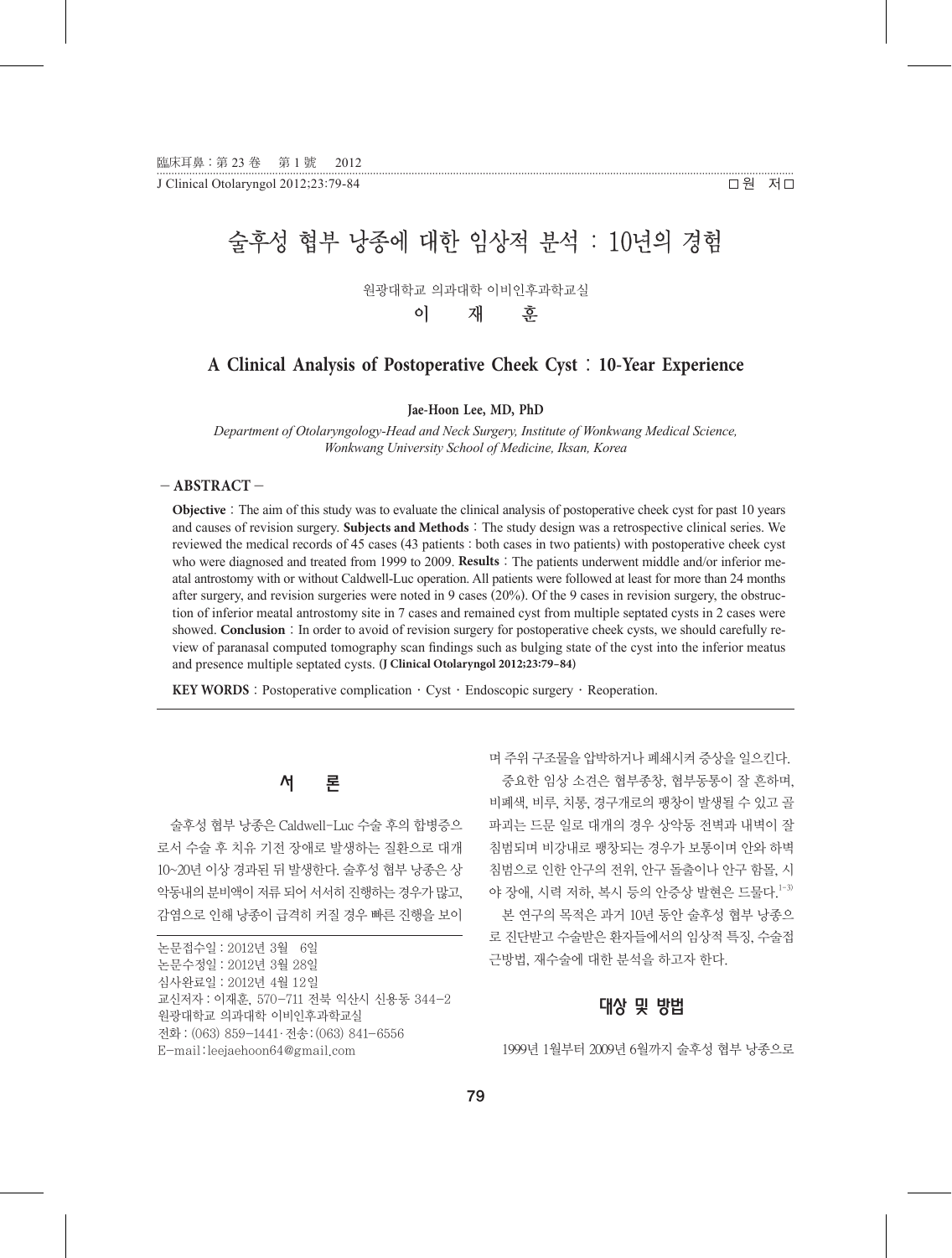□원 저□

# 술후성 협부 낭종에 대한 임상적 분석 : 10년의 경험

원광대학교 의과대학 이비인후과학교실

**이 재 훈**

## A Clinical Analysis of Postoperative Cheek Cyst : 10-Year Experience

**Jae-Hoon Lee, MD, PhD**

*Department of Otolaryngology-Head and Neck Surgery, Institute of Wonkwang Medical Science, Wonkwang University School of Medicine, Iksan, Korea*

**− ABSTRACT −**

**Objective** : The aim of this study was to evaluate the clinical analysis of postoperative cheek cyst for past 10 years and causes of revision surgery. **Subjects and Methods** : The study design was a retrospective clinical series. We reviewed the medical records of 45 cases (43 patients : both cases in two patients) with postoperative cheek cyst who were diagnosed and treated from 1999 to 2009. **Results** : The patients underwent middle and/or inferior meatal antrostomy with or without Caldwell-Luc operation. All patients were followed at least for more than 24 months after surgery, and revision surgeries were noted in 9 cases (20%). Of the 9 cases in revision surgery, the obstruction of inferior meatal antrostomy site in 7 cases and remained cyst from multiple septated cysts in 2 cases were showed. **Conclusion** : In order to avoid of revision surgery for postoperative cheek cysts, we should carefully review of paranasal computed tomography scan findings such as bulging state of the cyst into the inferior meatus and presence multiple septated cysts. **(J Clinical Otolaryngol 2012;23:79-84)**

**KEY WORDS** : Postoperative complication · Cyst · Endoscopic surgery · Reoperation.

## 서 론

술후성 협부 낭종은 Caldwell-Luc 수술 후의 합병증으로서 수술 후 치유 기전 장애로 발생하는 질환으로 대개 10~20년 이상 경과된 뒤 발생한다. 술후성 협부 낭종은 상악동내의 분비액이 저류 되어 서서히 진행하는 경우가 많고, 감염으로 인해 낭종이 급격히 커질 경우 빠른 진행을 보이며 주위 구조물을 압박하거나 폐쇄시켜 증상을 일으킨다.

중요한 임상 소견은 협부종창, 협부동통이 잘 흔하며, 비폐색, 비루, 치통, 경구개로의 팽창이 발생될 수 있고 골파괴는 드문 일로 대개의 경우 상악동 전벽과 내벽이 잘 침범되며 비강내로 팽창되는 경우가 보통이며 안와 하벽 침범으로 인한 안구의 전위, 안구 돌출이나 안구 함몰, 시야 장애, 시력 저하, 복시 등의 안증상 발현은 드물다.[1-3)]

본 연구의 목적은 과거 10년 동안 술후성 협부 낭종으로 진단받고 수술받은 환자들에서의 임상적 특징, 수술접근방법, 재수술에 대한 분석을 하고자 한다.

## 대상 및 방법

1999년 1월부터 2009년 6월까지 술후성 협부 낭종으로

---

논문접수일 : 2012년 3월 6일
논문수정일 : 2012년 3월 28일
심사완료일 : 2012년 4월 12일
교신저자 : 이재훈, 570-711 전북 익산시 신용동 344-2 원광대학교 의과대학 이비인후과학교실
전화 : (063) 859-1441 · 전송 : (063) 841-6556
E-mail : leejaehoon64@gmail.com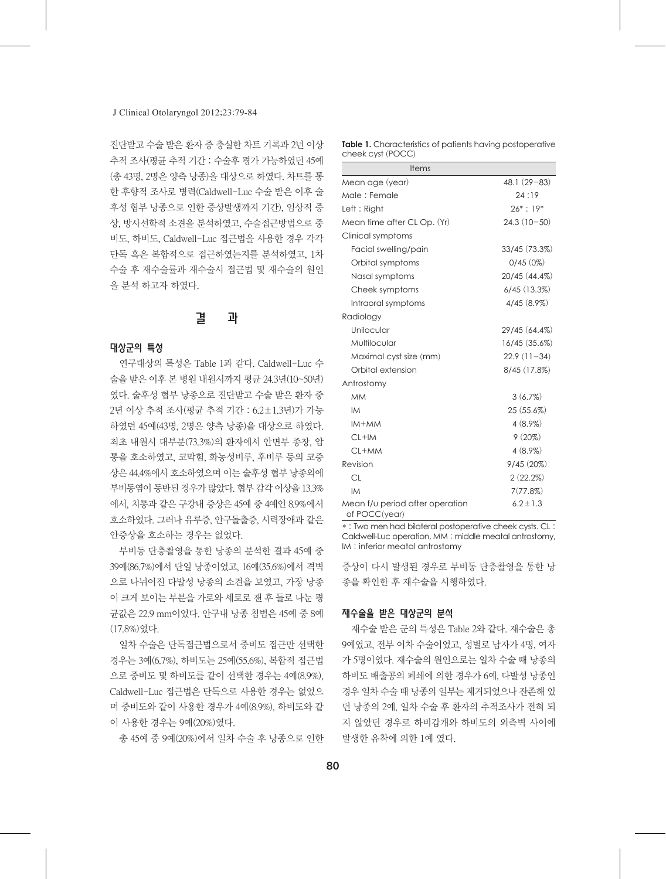진단받고 수술 받은 환자 중 충실한 차트 기록과 2년 이상 추적 조사(평균 추적 기간 : 수술후 평가 가능하였던 45예(총 43명, 2명은 양측 낭종)을 대상으로 하였다. 차트를 통한 후향적 조사로 병력(Caldwell-Luc 수술 받은 이후 술후성 협부 낭종으로 인한 증상발생까지 기간), 임상적 증상, 방사선학적 소견을 분석하였고, 수술접근방법으로 중비도, 하비도, Caldwell-Luc 접근법을 사용한 경우 각각 단독 혹은 복합적으로 접근하였는지를 분석하였고, 1차 수술 후 재수술률과 재수술시 접근법 및 재수술의 원인을 분석 하고자 하였다.

## 결　과

### 대상군의 특성

연구대상의 특성은 Table 1과 같다. Caldwell-Luc 수술을 받은 이후 본 병원 내원시까지 평균 24.3년(10~50년)였다. 술후성 협부 낭종으로 진단받고 수술 받은 환자 중 2년 이상 추적 조사(평균 추적 기간 : 6.2±1.3년)가 가능하였던 45예(43명, 2명은 양측 낭종)을 대상으로 하였다. 최초 내원시 대부분(73.3%)의 환자에서 안면부 종창, 압통을 호소하였고, 코막힘, 화농성비루, 후비루 등의 코증상은 44.4%에서 호소하였으며 이는 술후성 협부 낭종외에 부비동염이 동반된 경우가 많았다. 협부 감각 이상을 13.3%에서, 치통과 같은 구강내 증상은 45예 중 4예인 8.9%에서 호소하였다. 그러나 유루증, 안구돌출증, 시력장애과 같은 안증상을 호소하는 경우는 없었다.

부비동 단층촬영을 통한 낭종의 분석한 결과 45예 중 39예(86.7%)에서 단일 낭종이었고, 16예(35.6%)에서 격벽으로 나뉘어진 다발성 낭종의 소견을 보였고, 가장 낭종이 크게 보이는 부분을 가로와 세로로 잰 후 둘로 나눈 평균값은 22.9 mm이었다. 안구내 낭종 침범은 45예 중 8예(17.8%)였다.

일차 수술은 단독접근법으로서 중비도 접근만 선택한 경우는 3예(6.7%), 하비도는 25예(55.6%), 복합적 접근법으로 중비도 및 하비도를 같이 선택한 경우는 4예(8.9%), Caldwell-Luc 접근법은 단독으로 사용한 경우는 없었으며 중비도와 같이 사용한 경우가 4예(8.9%), 하비도와 같이 사용한 경우는 9예(20%)였다.

총 45예 중 9예(20%)에서 일차 수술 후 낭종으로 인한 증상이 다시 발생된 경우로 부비동 단층촬영을 통한 낭종을 확인한 후 재수술을 시행하였다.

**Table 1.** Characteristics of patients having postoperative cheek cyst (POCC)

| Items | |
|---|---|
| Mean age (year) | 48.1 (29−83) |
| Male : Female | 24 : 19 |
| Left : Right | 26* : 19* |
| Mean time after CL Op. (Yr) | 24.3 (10−50) |
| Clinical symptoms | |
| Facial swelling/pain | 33/45 (73.3%) |
| Orbital symptoms | 0/45 (0%) |
| Nasal symptoms | 20/45 (44.4%) |
| Cheek symptoms | 6/45 (13.3%) |
| Intraoral symptoms | 4/45 (8.9%) |
| Radiology | |
| Unilocular | 29/45 (64.4%) |
| Multilocular | 16/45 (35.6%) |
| Maximal cyst size (mm) | 22.9 (11−34) |
| Orbital extension | 8/45 (17.8%) |
| Antrostomy | |
| MM | 3 (6.7%) |
| IM | 25 (55.6%) |
| IM+MM | 4 (8.9%) |
| CL+IM | 9 (20%) |
| CL+MM | 4 (8.9%) |
| Revision | 9/45 (20%) |
| CL | 2 (22.2%) |
| IM | 7(77.8%) |
| Mean f/u period after operation of POCC(year) | 6.2±1.3 |

* : Two men had bilateral postoperative cheek cysts. CL : Caldwell-Luc operation, MM : middle meatal antrostomy, IM : inferior meatal antrostomy

### 재수술을 받은 대상군의 분석

재수술 받은 군의 특성은 Table 2와 같다. 재수술은 총 9예였고, 전부 이차 수술이었고, 성별로 남자가 4명, 여자가 5명이였다. 재수술의 원인으로는 일차 수술 때 낭종의 하비도 배출공의 폐쇄에 의한 경우가 6예, 다발성 낭종인 경우 일차 수술 때 낭종의 일부는 제거되었으나 잔존해 있던 낭종의 2예, 일차 수술 후 환자의 추적조사가 전혀 되지 않았던 경우로 하비갑개와 하비도의 외측벽 사이에 발생한 유착에 의한 1예 였다.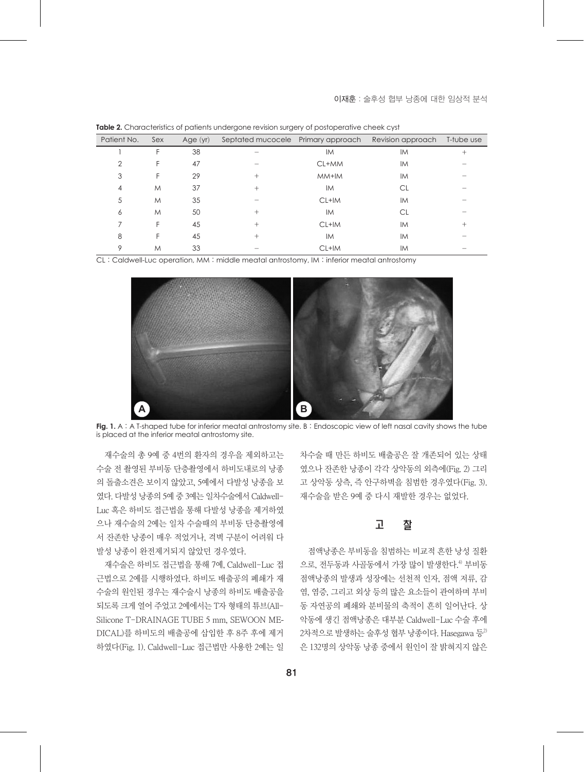**Table 2.** Characteristics of patients undergone revision surgery of postoperative cheek cyst

| Patient No. | Sex | Age (yr) | Septated mucocele | Primary approach | Revision approach | T-tube use |
|---|---|---|---|---|---|---|
| 1 | F | 38 | − | IM | IM | + |
| 2 | F | 47 | − | CL+MM | IM | − |
| 3 | F | 29 | + | MM+IM | IM | − |
| 4 | M | 37 | + | IM | CL | − |
| 5 | M | 35 | − | CL+IM | IM | − |
| 6 | M | 50 | + | IM | CL | − |
| 7 | F | 45 | + | CL+IM | IM | + |
| 8 | F | 45 | + | IM | IM | − |
| 9 | M | 33 | − | CL+IM | IM | − |

CL : Caldwell-Luc operation, MM : middle meatal antrostomy, IM : inferior meatal antrostomy

**Fig. 1.** A : A T-shaped tube for inferior meatal antrostomy site. B : Endoscopic view of left nasal cavity shows the tube is placed at the inferior meatal antrostomy site.

재수술의 총 9예 중 4번의 환자의 경우을 제외하고는 수술 전 촬영된 부비동 단층촬영에서 하비도내로의 낭종의 돌출소견은 보이지 않았고, 5예에서 다발성 낭종을 보였다. 다발성 낭종의 5예 중 3예는 일차수술에서 Caldwell-Luc 혹은 하비도 접근법을 통해 다발성 낭종을 제거하였으나 재수술의 2예는 일차 수술때의 부비동 단층촬영에서 잔존한 낭종이 매우 적었거나, 격벽 구분이 어려워 다발성 낭종이 완전제거되지 않았던 경우였다.

재수술은 하비도 접근법을 통해 7예, Caldwell-Luc 접근법으로 2예를 시행하였다. 하비도 배출공의 폐쇄가 재수술의 원인된 경우는 재수술시 낭종의 하비도 배출공을 되도록 크게 열어 주었고 2예에서는 T자 형태의 튜브(All-Silicone T-DRAINAGE TUBE 5 mm, SEWOON MEDICAL)를 하비도의 배출공에 삽입한 후 8주 후에 제거하였다(Fig. 1). Caldwell-Luc 접근법만 사용한 2예는 일차수술 때 만든 하비도 배출공은 잘 개존되어 있는 상태였으나 잔존한 낭종이 각각 상악동의 외측에(Fig. 2) 그리고 상악동 상측, 즉 안구하벽을 침범한 경우였다(Fig. 3). 재수술을 받은 9예 중 다시 재발한 경우는 없었다.

## 고　찰

점액낭종은 부비동을 침범하는 비교적 흔한 낭성 질환으로, 전두동과 사골동에서 가장 많이 발생한다.[4] 부비동 점액낭종의 발생과 성장에는 선천적 인자, 점액 저류, 감염, 염증, 그리고 외상 등의 많은 요소들이 관여하며 부비동 자연공의 폐쇄와 분비물의 축적이 흔히 일어난다. 상악동에 생긴 점액낭종은 대부분 Caldwell-Luc 수술 후에 2차적으로 발생하는 술후성 협부 낭종이다. Hasegawa 등[2]은 132명의 상악동 낭종 중에서 원인이 잘 밝혀지지 않은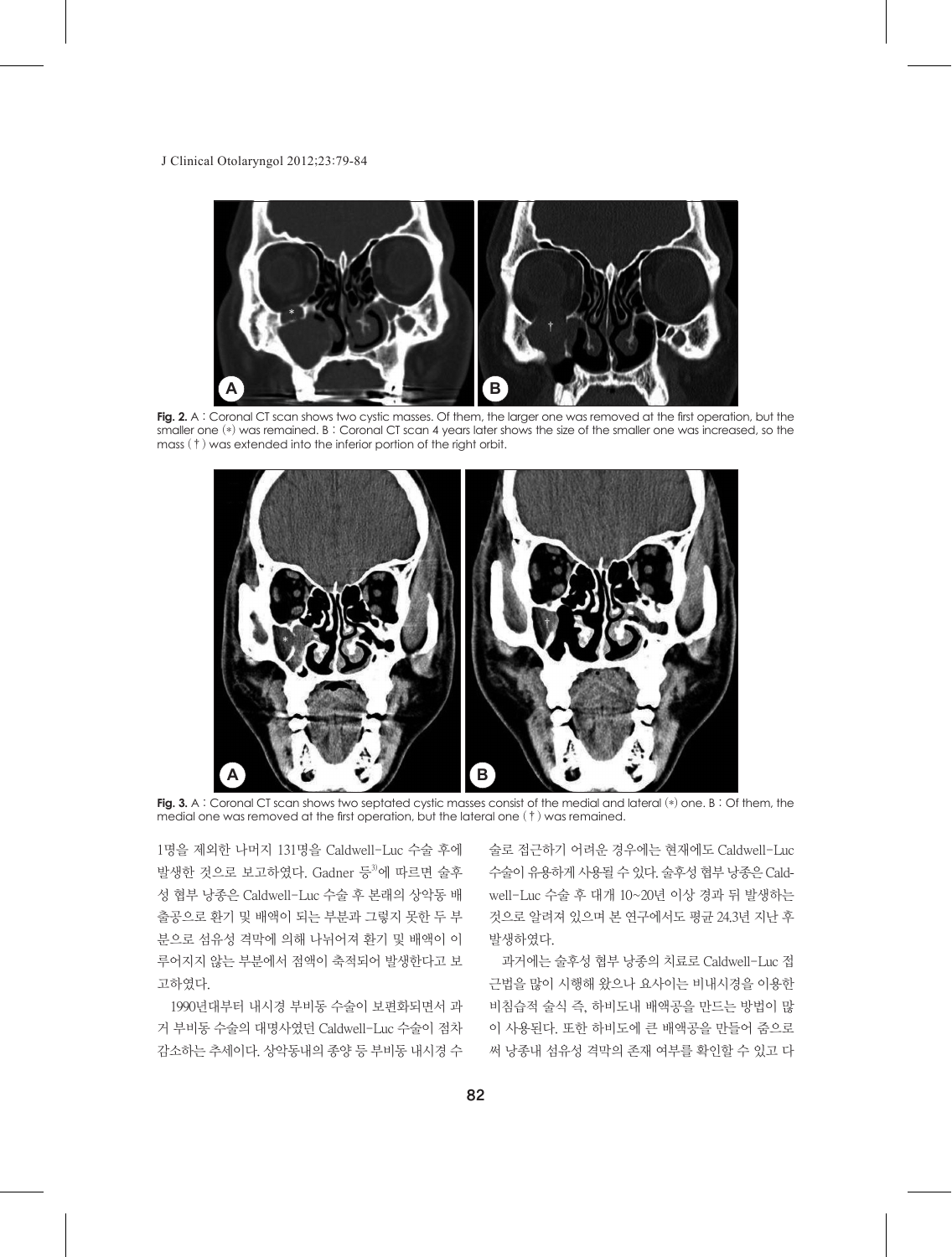**Fig. 2.** A : Coronal CT scan shows two cystic masses. Of them, the larger one was removed at the first operation, but the smaller one (*) was remained. B : Coronal CT scan 4 years later shows the size of the smaller one was increased, so the mass (†) was extended into the inferior portion of the right orbit.

**Fig. 3.** A : Coronal CT scan shows two septated cystic masses consist of the medial and lateral (*) one. B : Of them, the medial one was removed at the first operation, but the lateral one (†) was remained.

1명을 제외한 나머지 131명을 Caldwell-Luc 수술 후에 발생한 것으로 보고하였다. Gadner 등[3]에 따르면 술후성 협부 낭종은 Caldwell-Luc 수술 후 본래의 상악동 배출공으로 환기 및 배액이 되는 부분과 그렇지 못한 두 부분으로 섬유성 격막에 의해 나뉘어져 환기 및 배액이 이루어지지 않는 부분에서 점액이 축적되어 발생한다고 보고하였다.

1990년대부터 내시경 부비동 수술이 보편화되면서 과거 부비동 수술의 대명사였던 Caldwell-Luc 수술이 점차 감소하는 추세이다. 상악동내의 종양 등 부비동 내시경 수술로 접근하기 어려운 경우에는 현재에도 Caldwell-Luc 수술이 유용하게 사용될 수 있다. 술후성 협부 낭종은 Caldwell-Luc 수술 후 대개 10~20년 이상 경과 뒤 발생하는 것으로 알려져 있으며 본 연구에서도 평균 24.3년 지난 후 발생하였다.

과거에는 술후성 협부 낭종의 치료로 Caldwell-Luc 접근법을 많이 시행해 왔으나 요사이는 비내시경을 이용한 비침습적 술식 즉, 하비도내 배액공을 만드는 방법이 많이 사용된다. 또한 하비도에 큰 배액공을 만들어 줌으로써 낭종내 섬유성 격막의 존재 여부를 확인할 수 있고 다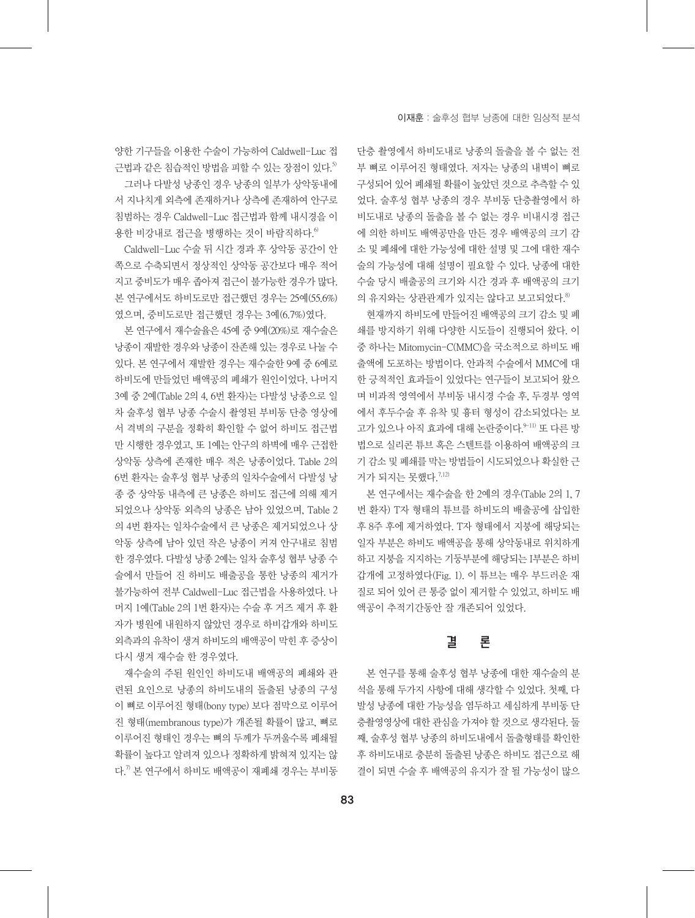양한 기구들을 이용한 수술이 가능하여 Caldwell-Luc 접근법과 같은 침습적인 방법을 피할 수 있는 장점이 있다.[5]

그러나 다발성 낭종인 경우 낭종의 일부가 상악동내에서 지나치게 외측에 존재하거나 상측에 존재하여 안구로 침범하는 경우 Caldwell-Luc 접근법과 함께 내시경을 이용한 비강내로 접근을 병행하는 것이 바람직하다.[6]

Caldwell-Luc 수술 뒤 시간 경과 후 상악동 공간이 안쪽으로 수축되면서 정상적인 상악동 공간보다 매우 적어지고 중비도가 매우 좁아져 접근이 불가능한 경우가 많다. 본 연구에서도 하비도로만 접근했던 경우는 25예(55.6%)였으며, 중비도로만 접근했던 경우는 3예(6.7%)였다.

본 연구에서 재수술율은 45예 중 9예(20%)로 재수술은 낭종이 재발한 경우와 낭종이 잔존해 있는 경우로 나눌 수 있다. 본 연구에서 재발한 경우는 재수술한 9예 중 6예로 하비도에 만들었던 배액공의 폐쇄가 원인이었다. 나머지 3예 중 2예(Table 2의 4, 6번 환자)는 다발성 낭종으로 일차 술후성 협부 낭종 수술시 촬영된 부비동 단층 영상에서 격벽의 구분을 정확히 확인할 수 없어 하비도 접근법만 시행한 경우였고, 또 1예는 안구의 하벽에 매우 근접한 상악동 상측에 존재한 매우 적은 낭종이었다. Table 2의 6번 환자는 술후성 협부 낭종의 일차수술에서 다발성 낭종 중 상악동 내측에 큰 낭종은 하비도 접근에 의해 제거되었으나 상악동 외측의 낭종은 남아 있었으며, Table 2의 4번 환자는 일차수술에서 큰 낭종은 제거되었으나 상악동 상측에 남아 있던 작은 낭종이 커져 안구내로 침범한 경우였다. 다발성 낭종 2예는 일차 술후성 협부 낭종 수술에서 만들어 진 하비도 배출공을 통한 낭종의 제거가 불가능하여 전부 Caldwell-Luc 접근법을 사용하였다. 나머지 1예(Table 2의 1번 환자)는 수술 후 거즈 제거 후 환자가 병원에 내원하지 않았던 경우로 하비갑개와 하비도 외측과의 유착이 생겨 하비도의 배액공이 막힌 후 증상이 다시 생겨 재수술 한 경우였다.

재수술의 주된 원인인 하비도내 배액공의 폐쇄와 관련된 요인으로 낭종의 하비도내의 돌출된 낭종의 구성이 뼈로 이루어진 형태(bony type) 보다 점막으로 이루어진 형태(membranous type)가 개존될 확률이 많고, 뼈로 이루어진 형태인 경우는 뼈의 두께가 두꺼울수록 폐쇄될 확률이 높다고 알려져 있으나 정확하게 밝혀져 있지는 않다.[7] 본 연구에서 하비도 배액공이 재폐쇄 경우는 부비동 단층 촬영에서 하비도내로 낭종의 돌출을 볼 수 없는 전부 뼈로 이루어진 형태였다. 저자는 낭종의 내벽이 뼈로 구성되어 있어 폐쇄될 확률이 높았던 것으로 추측할 수 있었다. 술후성 협부 낭종의 경우 부비동 단층촬영에서 하비도내로 낭종의 돌출을 볼 수 없는 경우 비내시경 접근에 의한 하비도 배액공만을 만든 경우 배액공의 크기 감소 및 폐쇄에 대한 가능성에 대한 설명 및 그에 대한 재수술의 가능성에 대해 설명이 필요할 수 있다. 낭종에 대한 수술 당시 배출공의 크기와 시간 경과 후 배액공의 크기의 유지와는 상관관계가 있지는 않다고 보고되었다.[8]

현재까지 하비도에 만들어진 배액공의 크기 감소 및 폐쇄를 방지하기 위해 다양한 시도들이 진행되어 왔다. 이 중 하나는 Mitomycin-C(MMC)을 국소적으로 하비도 배출액에 도포하는 방법이다. 안과적 수술에서 MMC에 대한 긍적적인 효과들이 있었다는 연구들이 보고되어 왔으며 비과적 영역에서 부비동 내시경 수술 후, 두경부 영역에서 후두수술 후 유착 및 흉터 형성이 감소되었다는 보고가 있으나 아직 효과에 대해 논란중이다.[9-11] 또 다른 방법으로 실리콘 튜브 혹은 스텐트를 이용하여 배액공의 크기 감소 및 폐쇄를 막는 방법들이 시도되었으나 확실한 근거가 되지는 못했다.[7,12]

본 연구에서는 재수술을 한 2예의 경우(Table 2의 1, 7번 환자) T자 형태의 튜브를 하비도의 배출공에 삽입한 후 8주 후에 제거하였다. T자 형태에서 지붕에 해당되는 일자 부분은 하비도 배액공을 통해 상악동내로 위치하게 하고 지붕을 지지하는 기둥부분에 해당되는 I부분은 하비갑개에 고정하였다(Fig. 1). 이 튜브는 매우 부드러운 재질로 되어 있어 큰 통증 없이 제거할 수 있었고, 하비도 배액공이 추적기간동안 잘 개존되어 있었다.

## 결 론

본 연구를 통해 술후성 협부 낭종에 대한 재수술의 분석을 통해 두가지 사항에 대해 생각할 수 있었다. 첫째, 다발성 낭종에 대한 가능성을 염두하고 세심하게 부비동 단층촬영영상에 대한 관심을 가져야 할 것으로 생각된다. 둘째, 술후성 협부 낭종의 하비도내에서 돌출형태를 확인한 후 하비도내로 충분히 돌출된 낭종은 하비도 접근으로 해결이 되면 수술 후 배액공의 유지가 잘 될 가능성이 많으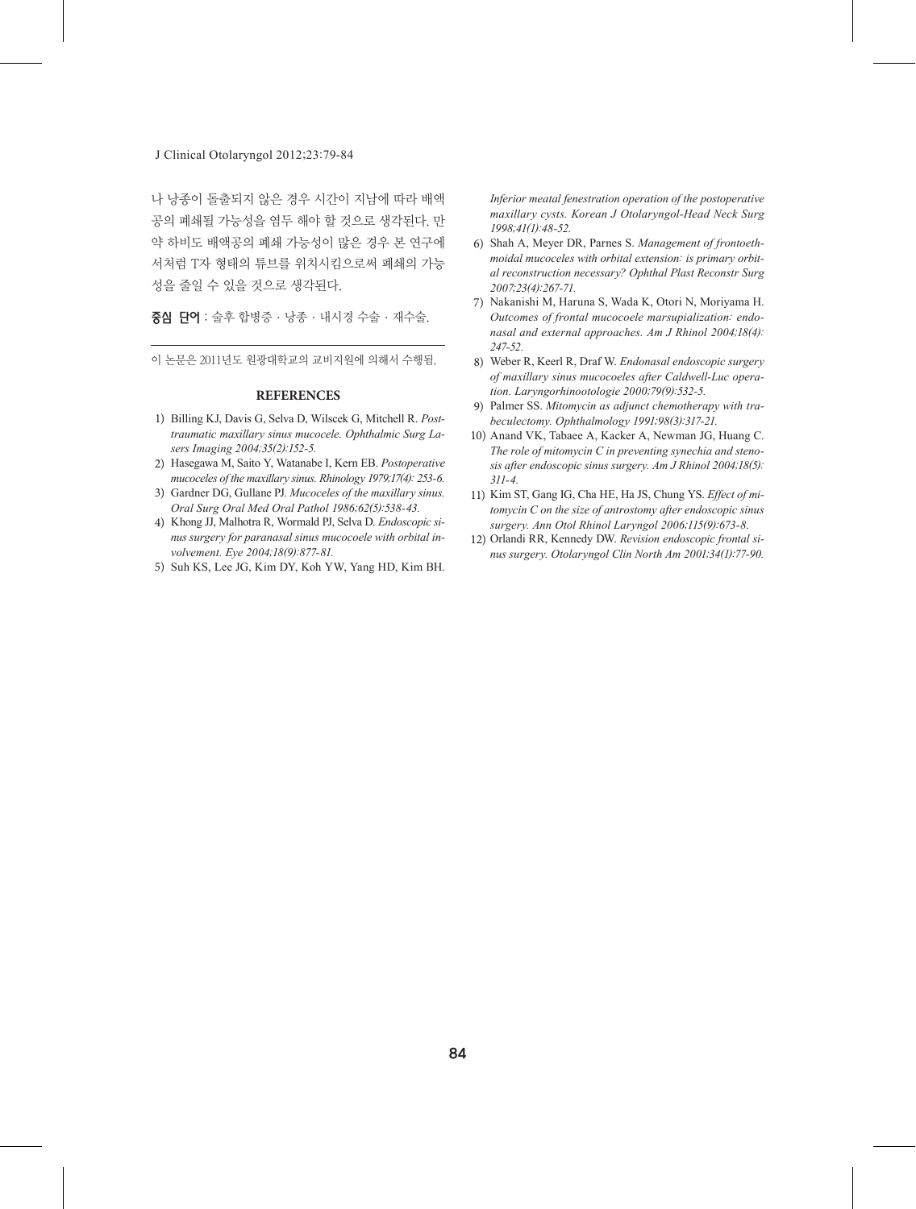나 낭종이 돌출되지 않은 경우 시간이 지남에 따라 배액공의 폐쇄될 가능성을 염두 해야 할 것으로 생각된다. 만약 하비도 배액공의 폐쇄 가능성이 많은 경우 본 연구에서처럼 T자 형태의 튜브를 위치시킴으로써 폐쇄의 가능성을 줄일 수 있을 것으로 생각된다.

**중심 단어**：술후 합병증 · 낭종 · 내시경 수술 · 재수술.

---

이 논문은 2011년도 원광대학교의 교비지원에 의해서 수행됨.

## REFERENCES

1) Billing KJ, Davis G, Selva D, Wilscek G, Mitchell R. *Posttraumatic maxillary sinus mucocele. Ophthalmic Surg Lasers Imaging 2004;35(2):152-5.*
2) Hasegawa M, Saito Y, Watanabe I, Kern EB. *Postoperative mucoceles of the maxillary sinus. Rhinology 1979;17(4): 253-6.*
3) Gardner DG, Gullane PJ. *Mucoceles of the maxillary sinus. Oral Surg Oral Med Oral Pathol 1986;62(5):538-43.*
4) Khong JJ, Malhotra R, Wormald PJ, Selva D. *Endoscopic sinus surgery for paranasal sinus mucocoele with orbital involvement. Eye 2004;18(9):877-81.*
5) Suh KS, Lee JG, Kim DY, Koh YW, Yang HD, Kim BH. *Inferior meatal fenestration operation of the postoperative maxillary cysts. Korean J Otolaryngol-Head Neck Surg 1998;41(1):48-52.*
6) Shah A, Meyer DR, Parnes S. *Management of frontoethmoidal mucoceles with orbital extension: is primary orbital reconstruction necessary? Ophthal Plast Reconstr Surg 2007;23(4):267-71.*
7) Nakanishi M, Haruna S, Wada K, Otori N, Moriyama H. *Outcomes of frontal mucocoele marsupialization: endonasal and external approaches. Am J Rhinol 2004;18(4): 247-52.*
8) Weber R, Keerl R, Draf W. *Endonasal endoscopic surgery of maxillary sinus mucocoeles after Caldwell-Luc operation. Laryngorhinootologie 2000;79(9):532-5.*
9) Palmer SS. *Mitomycin as adjunct chemotherapy with trabeculectomy. Ophthalmology 1991;98(3):317-21.*
10) Anand VK, Tabaee A, Kacker A, Newman JG, Huang C. *The role of mitomycin C in preventing synechia and stenosis after endoscopic sinus surgery. Am J Rhinol 2004;18(5): 311-4.*
11) Kim ST, Gang IG, Cha HE, Ha JS, Chung YS. *Effect of mitomycin C on the size of antrostomy after endoscopic sinus surgery. Ann Otol Rhinol Laryngol 2006;115(9):673-8.*
12) Orlandi RR, Kennedy DW. *Revision endoscopic frontal sinus surgery. Otolaryngol Clin North Am 2001;34(1):77-90.*